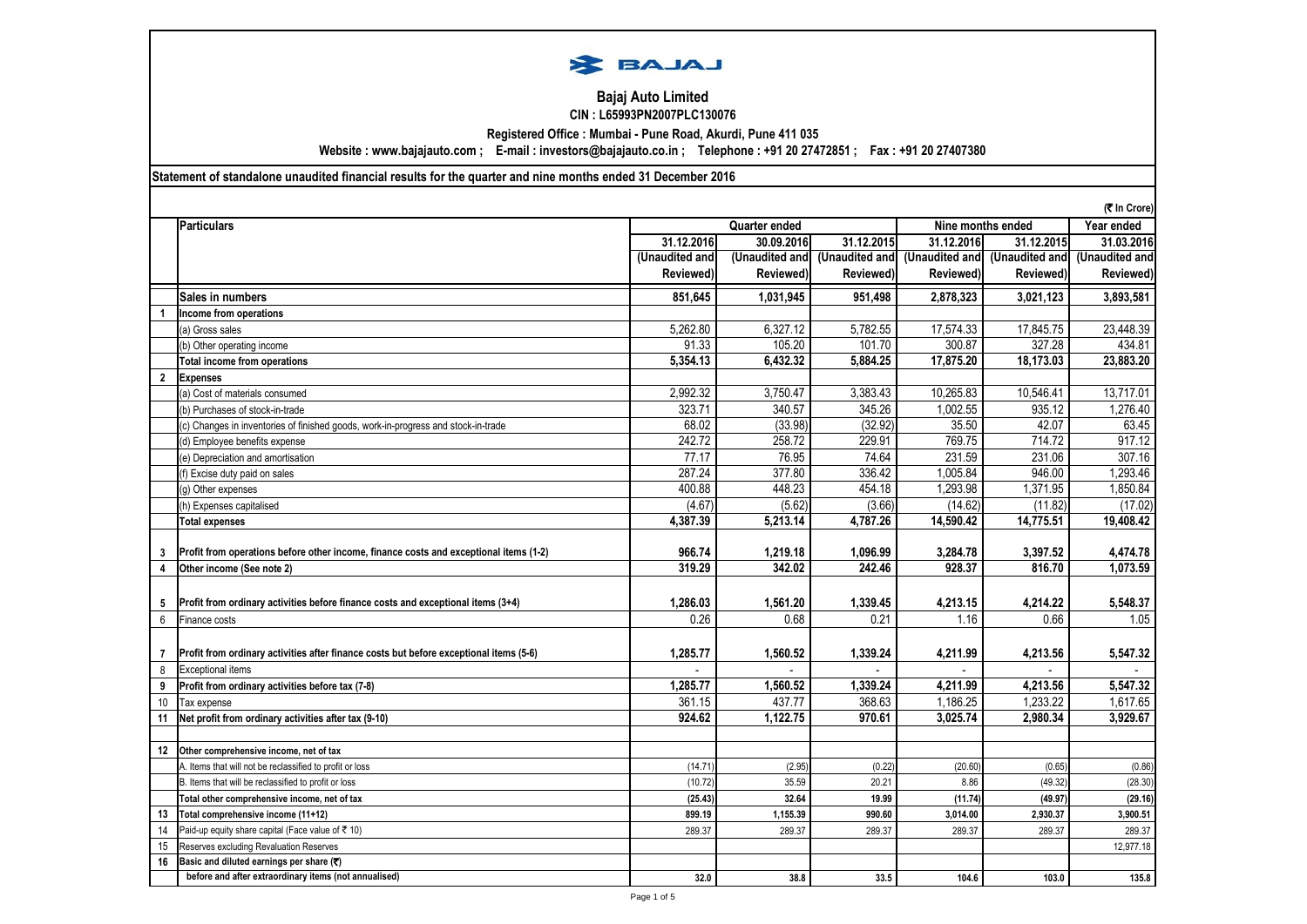# Bajaj Auto Limited

**CIN : L65993PN2007PLC130076**

**Registered Office : Mumbai - Pune Road, Akurdi, Pune 411 035**

**Website : www.bajajauto.com ; E-mail : investors@bajajauto.co.in ; Telephone : +91 20 27472851 ; Fax : +91 20 27407380**

**Statement of standalone unaudited financial results for the quarter and nine months ended 31 December 2016**

(₹ In Crore)

| | Particulars | Quarter ended | | | Nine months ended | | Year ended |
|---|---|---|---|---|---|---|---|
| | | 31.12.2016 | 30.09.2016 | 31.12.2015 | 31.12.2016 | 31.12.2015 | 31.03.2016 |
| | | (Unaudited and Reviewed) | (Unaudited and Reviewed) | (Unaudited and Reviewed) | (Unaudited and Reviewed) | (Unaudited and Reviewed) | (Unaudited and Reviewed) |
| | **Sales in numbers** | **851,645** | **1,031,945** | **951,498** | **2,878,323** | **3,021,123** | **3,893,581** |
| **1** | **Income from operations** | | | | | | |
| | (a) Gross sales | 5,262.80 | 6,327.12 | 5,782.55 | 17,574.33 | 17,845.75 | 23,448.39 |
| | (b) Other operating income | 91.33 | 105.20 | 101.70 | 300.87 | 327.28 | 434.81 |
| | **Total income from operations** | **5,354.13** | **6,432.32** | **5,884.25** | **17,875.20** | **18,173.03** | **23,883.20** |
| **2** | **Expenses** | | | | | | |
| | (a) Cost of materials consumed | 2,992.32 | 3,750.47 | 3,383.43 | 10,265.83 | 10,546.41 | 13,717.01 |
| | (b) Purchases of stock-in-trade | 323.71 | 340.57 | 345.26 | 1,002.55 | 935.12 | 1,276.40 |
| | (c) Changes in inventories of finished goods, work-in-progress and stock-in-trade | 68.02 | (33.98) | (32.92) | 35.50 | 42.07 | 63.45 |
| | (d) Employee benefits expense | 242.72 | 258.72 | 229.91 | 769.75 | 714.72 | 917.12 |
| | (e) Depreciation and amortisation | 77.17 | 76.95 | 74.64 | 231.59 | 231.06 | 307.16 |
| | (f) Excise duty paid on sales | 287.24 | 377.80 | 336.42 | 1,005.84 | 946.00 | 1,293.46 |
| | (g) Other expenses | 400.88 | 448.23 | 454.18 | 1,293.98 | 1,371.95 | 1,850.84 |
| | (h) Expenses capitalised | (4.67) | (5.62) | (3.66) | (14.62) | (11.82) | (17.02) |
| | **Total expenses** | **4,387.39** | **5,213.14** | **4,787.26** | **14,590.42** | **14,775.51** | **19,408.42** |
| **3** | **Profit from operations before other income, finance costs and exceptional items (1-2)** | **966.74** | **1,219.18** | **1,096.99** | **3,284.78** | **3,397.52** | **4,474.78** |
| **4** | **Other income (See note 2)** | **319.29** | **342.02** | **242.46** | **928.37** | **816.70** | **1,073.59** |
| **5** | **Profit from ordinary activities before finance costs and exceptional items (3+4)** | **1,286.03** | **1,561.20** | **1,339.45** | **4,213.15** | **4,214.22** | **5,548.37** |
| 6 | Finance costs | 0.26 | 0.68 | 0.21 | 1.16 | 0.66 | 1.05 |
| **7** | **Profit from ordinary activities after finance costs but before exceptional items (5-6)** | **1,285.77** | **1,560.52** | **1,339.24** | **4,211.99** | **4,213.56** | **5,547.32** |
| 8 | Exceptional items | - | - | - | - | - | - |
| **9** | **Profit from ordinary activities before tax (7-8)** | **1,285.77** | **1,560.52** | **1,339.24** | **4,211.99** | **4,213.56** | **5,547.32** |
| 10 | Tax expense | 361.15 | 437.77 | 368.63 | 1,186.25 | 1,233.22 | 1,617.65 |
| **11** | **Net profit from ordinary activities after tax (9-10)** | **924.62** | **1,122.75** | **970.61** | **3,025.74** | **2,980.34** | **3,929.67** |
| **12** | **Other comprehensive income, net of tax** | | | | | | |
| | A. Items that will not be reclassified to profit or loss | (14.71) | (2.95) | (0.22) | (20.60) | (0.65) | (0.86) |
| | B. Items that will be reclassified to profit or loss | (10.72) | 35.59 | 20.21 | 8.86 | (49.32) | (28.30) |
| | **Total other comprehensive income, net of tax** | **(25.43)** | **32.64** | **19.99** | **(11.74)** | **(49.97)** | **(29.16)** |
| **13** | **Total comprehensive income (11+12)** | **899.19** | **1,155.39** | **990.60** | **3,014.00** | **2,930.37** | **3,900.51** |
| 14 | Paid-up equity share capital (Face value of ₹ 10) | 289.37 | 289.37 | 289.37 | 289.37 | 289.37 | 289.37 |
| 15 | Reserves excluding Revaluation Reserves | | | | | | 12,977.18 |
| **16** | **Basic and diluted earnings per share (₹)** | | | | | | |
| | **before and after extraordinary items (not annualised)** | **32.0** | **38.8** | **33.5** | **104.6** | **103.0** | **135.8** |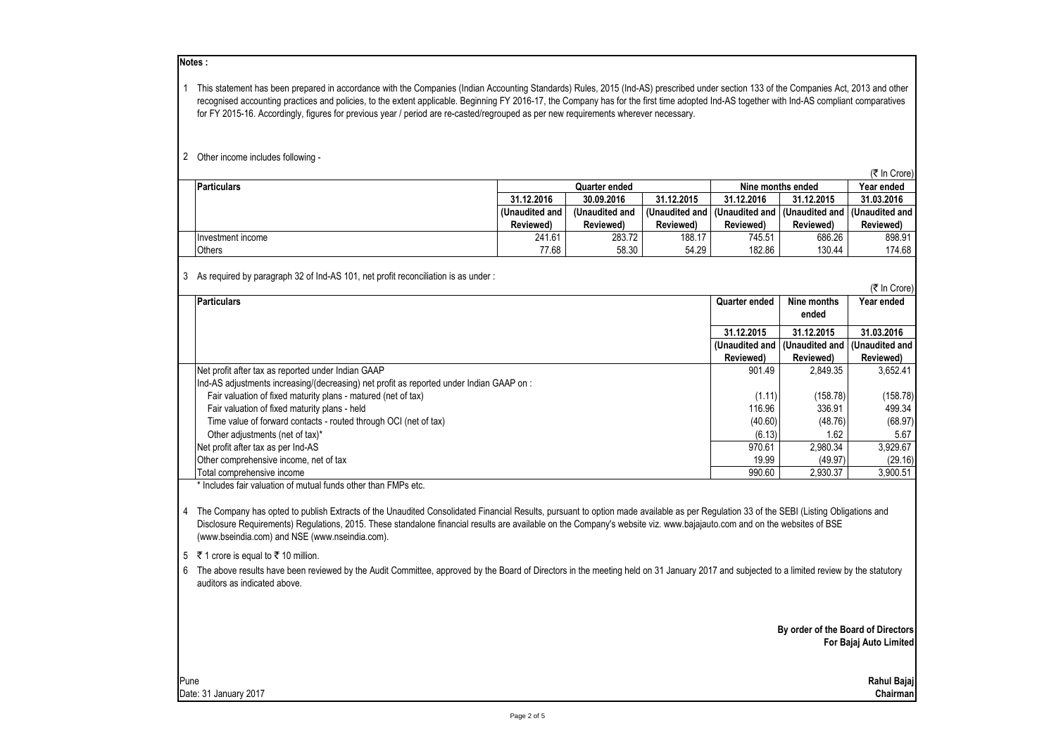**Notes :**

1 This statement has been prepared in accordance with the Companies (Indian Accounting Standards) Rules, 2015 (Ind-AS) prescribed under section 133 of the Companies Act, 2013 and other recognised accounting practices and policies, to the extent applicable. Beginning FY 2016-17, the Company has for the first time adopted Ind-AS together with Ind-AS compliant comparatives for FY 2015-16. Accordingly, figures for previous year / period are re-casted/regrouped as per new requirements wherever necessary.

2 Other income includes following -

(₹ In Crore)

| Particulars | Quarter ended | | | Nine months ended | | Year ended |
|---|---|---|---|---|---|---|
| | 31.12.2016 | 30.09.2016 | 31.12.2015 | 31.12.2016 | 31.12.2015 | 31.03.2016 |
| | (Unaudited and Reviewed) | (Unaudited and Reviewed) | (Unaudited and Reviewed) | (Unaudited and Reviewed) | (Unaudited and Reviewed) | (Unaudited and Reviewed) |
| Investment income | 241.61 | 283.72 | 188.17 | 745.51 | 686.26 | 898.91 |
| Others | 77.68 | 58.30 | 54.29 | 182.86 | 130.44 | 174.68 |

3 As required by paragraph 32 of Ind-AS 101, net profit reconciliation is as under :

(₹ In Crore)

| Particulars | Quarter ended | Nine months ended | Year ended |
|---|---|---|---|
| | 31.12.2015 | 31.12.2015 | 31.03.2016 |
| | (Unaudited and Reviewed) | (Unaudited and Reviewed) | (Unaudited and Reviewed) |
| Net profit after tax as reported under Indian GAAP | 901.49 | 2,849.35 | 3,652.41 |
| Ind-AS adjustments increasing/(decreasing) net profit as reported under Indian GAAP on : | | | |
| Fair valuation of fixed maturity plans - matured (net of tax) | (1.11) | (158.78) | (158.78) |
| Fair valuation of fixed maturity plans - held | 116.96 | 336.91 | 499.34 |
| Time value of forward contacts - routed through OCI (net of tax) | (40.60) | (48.76) | (68.97) |
| Other adjustments (net of tax)* | (6.13) | 1.62 | 5.67 |
| Net profit after tax as per Ind-AS | 970.61 | 2,980.34 | 3,929.67 |
| Other comprehensive income, net of tax | 19.99 | (49.97) | (29.16) |
| Total comprehensive income | 990.60 | 2,930.37 | 3,900.51 |

\* Includes fair valuation of mutual funds other than FMPs etc.

4 The Company has opted to publish Extracts of the Unaudited Consolidated Financial Results, pursuant to option made available as per Regulation 33 of the SEBI (Listing Obligations and Disclosure Requirements) Regulations, 2015. These standalone financial results are available on the Company's website viz. www.bajajauto.com and on the websites of BSE (www.bseindia.com) and NSE (www.nseindia.com).

5 ₹ 1 crore is equal to ₹ 10 million.

6 The above results have been reviewed by the Audit Committee, approved by the Board of Directors in the meeting held on 31 January 2017 and subjected to a limited review by the statutory auditors as indicated above.

**By order of the Board of Directors**
**For Bajaj Auto Limited**

Pune
Date: 31 January 2017

**Rahul Bajaj**
**Chairman**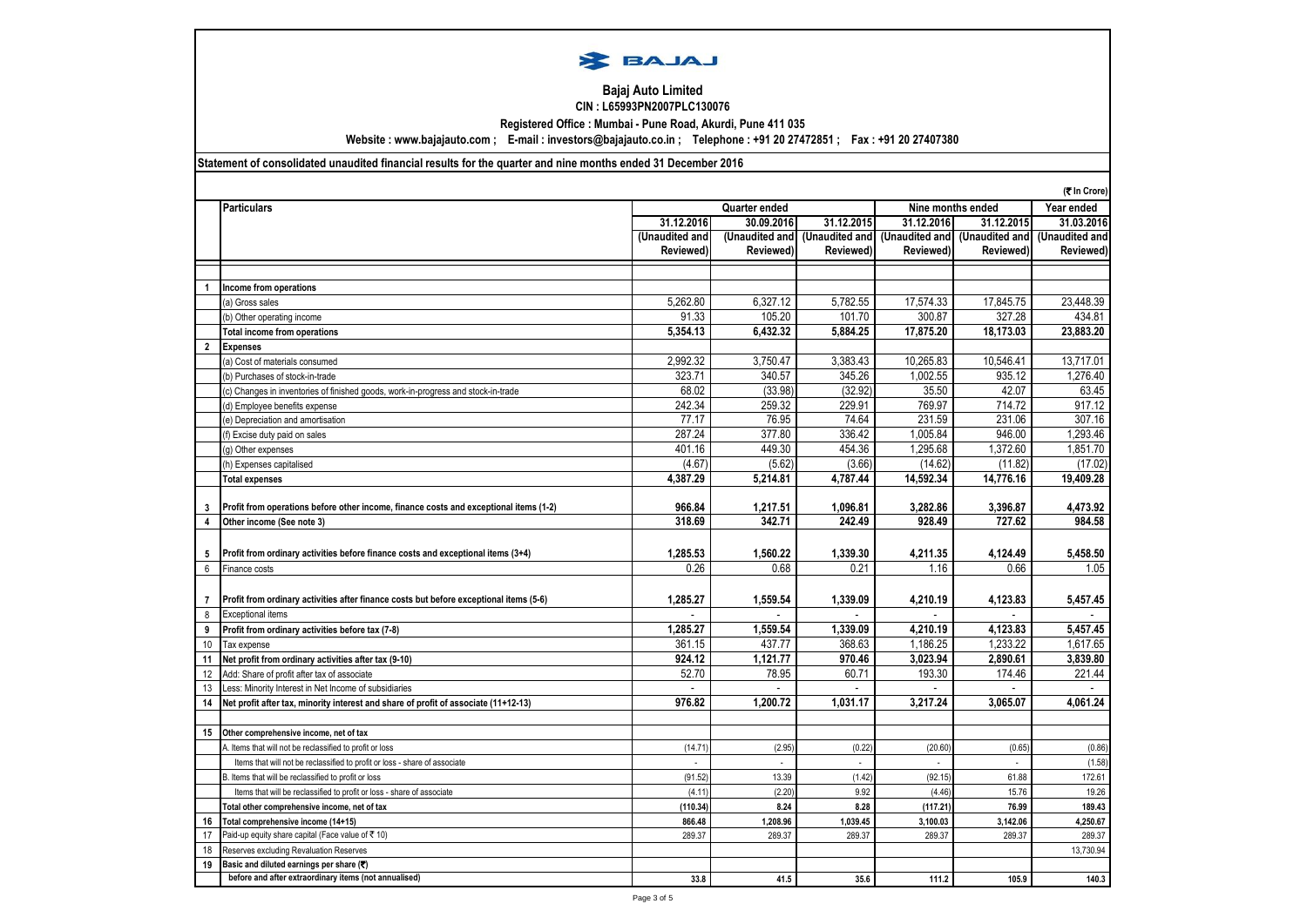BAJAJ

**Bajaj Auto Limited**

**CIN : L65993PN2007PLC130076**

**Registered Office : Mumbai - Pune Road, Akurdi, Pune 411 035**

**Website : www.bajajauto.com ; E-mail : investors@bajajauto.co.in ; Telephone : +91 20 27472851 ; Fax : +91 20 27407380**

**Statement of consolidated unaudited financial results for the quarter and nine months ended 31 December 2016**

(₹ In Crore)

| | Particulars | Quarter ended | | | Nine months ended | | Year ended |
|---|---|---|---|---|---|---|---|
| | | 31.12.2016 | 30.09.2016 | 31.12.2015 | 31.12.2016 | 31.12.2015 | 31.03.2016 |
| | | (Unaudited and Reviewed) | (Unaudited and Reviewed) | (Unaudited and Reviewed) | (Unaudited and Reviewed) | (Unaudited and Reviewed) | (Unaudited and Reviewed) |
| 1 | **Income from operations** | | | | | | |
| | (a) Gross sales | 5,262.80 | 6,327.12 | 5,782.55 | 17,574.33 | 17,845.75 | 23,448.39 |
| | (b) Other operating income | 91.33 | 105.20 | 101.70 | 300.87 | 327.28 | 434.81 |
| | **Total income from operations** | **5,354.13** | **6,432.32** | **5,884.25** | **17,875.20** | **18,173.03** | **23,883.20** |
| 2 | **Expenses** | | | | | | |
| | (a) Cost of materials consumed | 2,992.32 | 3,750.47 | 3,383.43 | 10,265.83 | 10,546.41 | 13,717.01 |
| | (b) Purchases of stock-in-trade | 323.71 | 340.57 | 345.26 | 1,002.55 | 935.12 | 1,276.40 |
| | (c) Changes in inventories of finished goods, work-in-progress and stock-in-trade | 68.02 | (33.98) | (32.92) | 35.50 | 42.07 | 63.45 |
| | (d) Employee benefits expense | 242.34 | 259.32 | 229.91 | 769.97 | 714.72 | 917.12 |
| | (e) Depreciation and amortisation | 77.17 | 76.95 | 74.64 | 231.59 | 231.06 | 307.16 |
| | (f) Excise duty paid on sales | 287.24 | 377.80 | 336.42 | 1,005.84 | 946.00 | 1,293.46 |
| | (g) Other expenses | 401.16 | 449.30 | 454.36 | 1,295.68 | 1,372.60 | 1,851.70 |
| | (h) Expenses capitalised | (4.67) | (5.62) | (3.66) | (14.62) | (11.82) | (17.02) |
| | **Total expenses** | **4,387.29** | **5,214.81** | **4,787.44** | **14,592.34** | **14,776.16** | **19,409.28** |
| 3 | **Profit from operations before other income, finance costs and exceptional items (1-2)** | **966.84** | **1,217.51** | **1,096.81** | **3,282.86** | **3,396.87** | **4,473.92** |
| 4 | **Other income (See note 3)** | **318.69** | **342.71** | **242.49** | **928.49** | **727.62** | **984.58** |
| 5 | **Profit from ordinary activities before finance costs and exceptional items (3+4)** | **1,285.53** | **1,560.22** | **1,339.30** | **4,211.35** | **4,124.49** | **5,458.50** |
| 6 | Finance costs | 0.26 | 0.68 | 0.21 | 1.16 | 0.66 | 1.05 |
| 7 | **Profit from ordinary activities after finance costs but before exceptional items (5-6)** | **1,285.27** | **1,559.54** | **1,339.09** | **4,210.19** | **4,123.83** | **5,457.45** |
| 8 | Exceptional items | - | - | - | - | - | - |
| 9 | **Profit from ordinary activities before tax (7-8)** | **1,285.27** | **1,559.54** | **1,339.09** | **4,210.19** | **4,123.83** | **5,457.45** |
| 10 | Tax expense | 361.15 | 437.77 | 368.63 | 1,186.25 | 1,233.22 | 1,617.65 |
| 11 | **Net profit from ordinary activities after tax (9-10)** | **924.12** | **1,121.77** | **970.46** | **3,023.94** | **2,890.61** | **3,839.80** |
| 12 | Add: Share of profit after tax of associate | 52.70 | 78.95 | 60.71 | 193.30 | 174.46 | 221.44 |
| 13 | Less: Minority Interest in Net Income of subsidiaries | - | - | - | - | - | - |
| 14 | **Net profit after tax, minority interest and share of profit of associate (11+12-13)** | **976.82** | **1,200.72** | **1,031.17** | **3,217.24** | **3,065.07** | **4,061.24** |
| 15 | **Other comprehensive income, net of tax** | | | | | | |
| | A. Items that will not be reclassified to profit or loss | (14.71) | (2.95) | (0.22) | (20.60) | (0.65) | (0.86) |
| | Items that will not be reclassified to profit or loss - share of associate | - | - | - | - | - | (1.58) |
| | B. Items that will be reclassified to profit or loss | (91.52) | 13.39 | (1.42) | (92.15) | 61.88 | 172.61 |
| | Items that will be reclassified to profit or loss - share of associate | (4.11) | (2.20) | 9.92 | (4.46) | 15.76 | 19.26 |
| | **Total other comprehensive income, net of tax** | **(110.34)** | **8.24** | **8.28** | **(117.21)** | **76.99** | **189.43** |
| 16 | **Total comprehensive income (14+15)** | **866.48** | **1,208.96** | **1,039.45** | **3,100.03** | **3,142.06** | **4,250.67** |
| 17 | Paid-up equity share capital (Face value of ₹ 10) | 289.37 | 289.37 | 289.37 | 289.37 | 289.37 | 289.37 |
| 18 | Reserves excluding Revaluation Reserves | | | | | | 13,730.94 |
| 19 | **Basic and diluted earnings per share (₹)** | | | | | | |
| | **before and after extraordinary items (not annualised)** | **33.8** | **41.5** | **35.6** | **111.2** | **105.9** | **140.3** |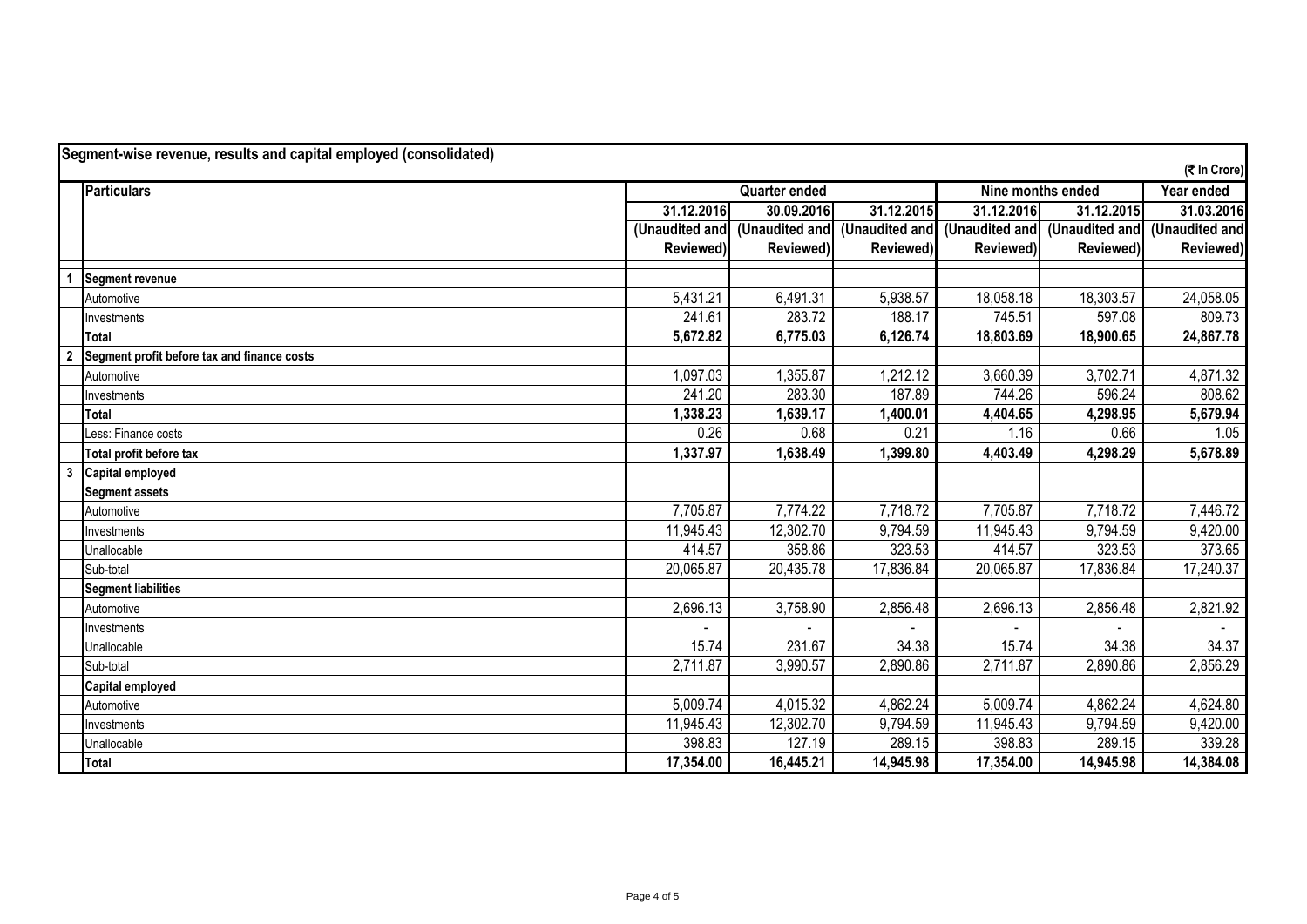## Segment-wise revenue, results and capital employed (consolidated)

(₹ In Crore)

| | Particulars | Quarter ended | | | Nine months ended | | Year ended |
|---|---|---|---|---|---|---|---|
| | | 31.12.2016 | 30.09.2016 | 31.12.2015 | 31.12.2016 | 31.12.2015 | 31.03.2016 |
| | | (Unaudited and Reviewed) | (Unaudited and Reviewed) | (Unaudited and Reviewed) | (Unaudited and Reviewed) | (Unaudited and Reviewed) | (Unaudited and Reviewed) |
| 1 | **Segment revenue** | | | | | | |
| | Automotive | 5,431.21 | 6,491.31 | 5,938.57 | 18,058.18 | 18,303.57 | 24,058.05 |
| | Investments | 241.61 | 283.72 | 188.17 | 745.51 | 597.08 | 809.73 |
| | **Total** | **5,672.82** | **6,775.03** | **6,126.74** | **18,803.69** | **18,900.65** | **24,867.78** |
| 2 | **Segment profit before tax and finance costs** | | | | | | |
| | Automotive | 1,097.03 | 1,355.87 | 1,212.12 | 3,660.39 | 3,702.71 | 4,871.32 |
| | Investments | 241.20 | 283.30 | 187.89 | 744.26 | 596.24 | 808.62 |
| | **Total** | **1,338.23** | **1,639.17** | **1,400.01** | **4,404.65** | **4,298.95** | **5,679.94** |
| | Less: Finance costs | 0.26 | 0.68 | 0.21 | 1.16 | 0.66 | 1.05 |
| | **Total profit before tax** | **1,337.97** | **1,638.49** | **1,399.80** | **4,403.49** | **4,298.29** | **5,678.89** |
| 3 | **Capital employed** | | | | | | |
| | **Segment assets** | | | | | | |
| | Automotive | 7,705.87 | 7,774.22 | 7,718.72 | 7,705.87 | 7,718.72 | 7,446.72 |
| | Investments | 11,945.43 | 12,302.70 | 9,794.59 | 11,945.43 | 9,794.59 | 9,420.00 |
| | Unallocable | 414.57 | 358.86 | 323.53 | 414.57 | 323.53 | 373.65 |
| | Sub-total | 20,065.87 | 20,435.78 | 17,836.84 | 20,065.87 | 17,836.84 | 17,240.37 |
| | **Segment liabilities** | | | | | | |
| | Automotive | 2,696.13 | 3,758.90 | 2,856.48 | 2,696.13 | 2,856.48 | 2,821.92 |
| | Investments | - | - | - | - | - | - |
| | Unallocable | 15.74 | 231.67 | 34.38 | 15.74 | 34.38 | 34.37 |
| | Sub-total | 2,711.87 | 3,990.57 | 2,890.86 | 2,711.87 | 2,890.86 | 2,856.29 |
| | **Capital employed** | | | | | | |
| | Automotive | 5,009.74 | 4,015.32 | 4,862.24 | 5,009.74 | 4,862.24 | 4,624.80 |
| | Investments | 11,945.43 | 12,302.70 | 9,794.59 | 11,945.43 | 9,794.59 | 9,420.00 |
| | Unallocable | 398.83 | 127.19 | 289.15 | 398.83 | 289.15 | 339.28 |
| | **Total** | **17,354.00** | **16,445.21** | **14,945.98** | **17,354.00** | **14,945.98** | **14,384.08** |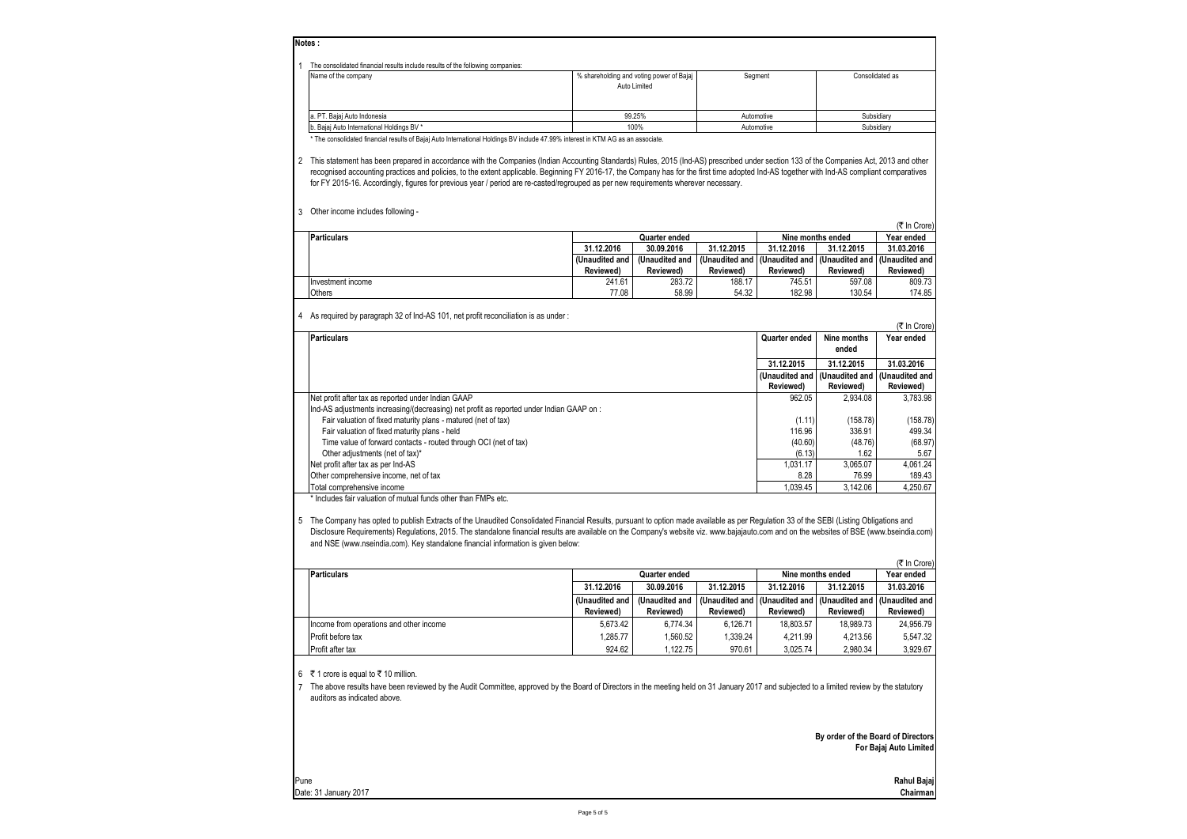**Notes :**

1 The consolidated financial results include results of the following companies:

| Name of the company | % shareholding and voting power of Bajaj Auto Limited | Segment | Consolidated as |
|---|---|---|---|
| a. PT. Bajaj Auto Indonesia | 99.25% | Automotive | Subsidiary |
| b. Bajaj Auto International Holdings BV * | 100% | Automotive | Subsidiary |

\* The consolidated financial results of Bajaj Auto International Holdings BV include 47.99% interest in KTM AG as an associate.

2 This statement has been prepared in accordance with the Companies (Indian Accounting Standards) Rules, 2015 (Ind-AS) prescribed under section 133 of the Companies Act, 2013 and other recognised accounting practices and policies, to the extent applicable. Beginning FY 2016-17, the Company has for the first time adopted Ind-AS together with Ind-AS compliant comparatives for FY 2015-16. Accordingly, figures for previous year / period are re-casted/regrouped as per new requirements wherever necessary.

3 Other income includes following -

(₹ In Crore)

| Particulars | Quarter ended | | | Nine months ended | | Year ended |
|---|---|---|---|---|---|---|
| | 31.12.2016 | 30.09.2016 | 31.12.2015 | 31.12.2016 | 31.12.2015 | 31.03.2016 |
| | (Unaudited and Reviewed) | (Unaudited and Reviewed) | (Unaudited and Reviewed) | (Unaudited and Reviewed) | (Unaudited and Reviewed) | (Unaudited and Reviewed) |
| Investment income | 241.61 | 283.72 | 188.17 | 745.51 | 597.08 | 809.73 |
| Others | 77.08 | 58.99 | 54.32 | 182.98 | 130.54 | 174.85 |

4 As required by paragraph 32 of Ind-AS 101, net profit reconciliation is as under :

(₹ In Crore)

| Particulars | Quarter ended | Nine months ended | Year ended |
|---|---|---|---|
| | 31.12.2015 | 31.12.2015 | 31.03.2016 |
| | (Unaudited and Reviewed) | (Unaudited and Reviewed) | (Unaudited and Reviewed) |
| Net profit after tax as reported under Indian GAAP | 962.05 | 2,934.08 | 3,783.98 |
| Ind-AS adjustments increasing/(decreasing) net profit as reported under Indian GAAP on : | | | |
| Fair valuation of fixed maturity plans - matured (net of tax) | (1.11) | (158.78) | (158.78) |
| Fair valuation of fixed maturity plans - held | 116.96 | 336.91 | 499.34 |
| Time value of forward contacts - routed through OCI (net of tax) | (40.60) | (48.76) | (68.97) |
| Other adjustments (net of tax)* | (6.13) | 1.62 | 5.67 |
| Net profit after tax as per Ind-AS | 1,031.17 | 3,065.07 | 4,061.24 |
| Other comprehensive income, net of tax | 8.28 | 76.99 | 189.43 |
| Total comprehensive income | 1,039.45 | 3,142.06 | 4,250.67 |

\* Includes fair valuation of mutual funds other than FMPs etc.

5 The Company has opted to publish Extracts of the Unaudited Consolidated Financial Results, pursuant to option made available as per Regulation 33 of the SEBI (Listing Obligations and Disclosure Requirements) Regulations, 2015. The standalone financial results are available on the Company's website viz. www.bajajauto.com and on the websites of BSE (www.bseindia.com) and NSE (www.nseindia.com). Key standalone financial information is given below:

(₹ In Crore)

| Particulars | Quarter ended | | | Nine months ended | | Year ended |
|---|---|---|---|---|---|---|
| | 31.12.2016 | 30.09.2016 | 31.12.2015 | 31.12.2016 | 31.12.2015 | 31.03.2016 |
| | (Unaudited and Reviewed) | (Unaudited and Reviewed) | (Unaudited and Reviewed) | (Unaudited and Reviewed) | (Unaudited and Reviewed) | (Unaudited and Reviewed) |
| Income from operations and other income | 5,673.42 | 6,774.34 | 6,126.71 | 18,803.57 | 18,989.73 | 24,956.79 |
| Profit before tax | 1,285.77 | 1,560.52 | 1,339.24 | 4,211.99 | 4,213.56 | 5,547.32 |
| Profit after tax | 924.62 | 1,122.75 | 970.61 | 3,025.74 | 2,980.34 | 3,929.67 |

6 ₹ 1 crore is equal to ₹ 10 million.

7 The above results have been reviewed by the Audit Committee, approved by the Board of Directors in the meeting held on 31 January 2017 and subjected to a limited review by the statutory auditors as indicated above.

**By order of the Board of Directors**
**For Bajaj Auto Limited**

Pune
Date: 31 January 2017

**Rahul Bajaj**
**Chairman**